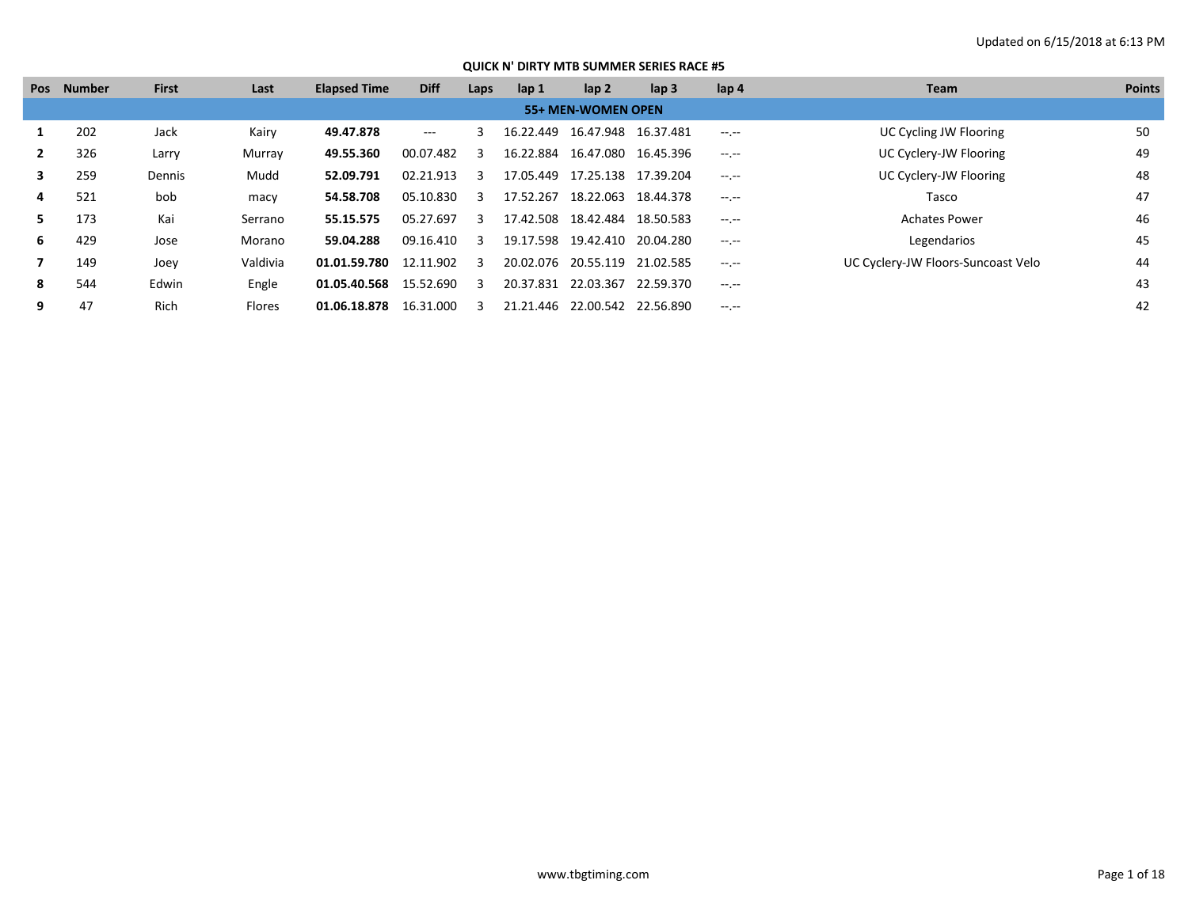Updated on 6/15/2018 at 6:13 PM

## QUICK N' DIRTY MTB SUMMER SERIES RACE #5

| Pos | Number | First | Last | Elapsed Time | Diff | Laps | lap 1 | lap 2 | lap 3 | lap 4 | Team | Points |
|---|---|---|---|---|---|---|---|---|---|---|---|---|
| **55+ MEN-WOMEN OPEN** | | | | | | | | | | | | |
| **1** | 202 | Jack | Kairy | **49.47.878** | --- | 3 | 16.22.449 | 16.47.948 | 16.37.481 | --.-- | UC Cycling JW Flooring | 50 |
| **2** | 326 | Larry | Murray | **49.55.360** | 00.07.482 | 3 | 16.22.884 | 16.47.080 | 16.45.396 | --.-- | UC Cyclery-JW Flooring | 49 |
| **3** | 259 | Dennis | Mudd | **52.09.791** | 02.21.913 | 3 | 17.05.449 | 17.25.138 | 17.39.204 | --.-- | UC Cyclery-JW Flooring | 48 |
| **4** | 521 | bob | macy | **54.58.708** | 05.10.830 | 3 | 17.52.267 | 18.22.063 | 18.44.378 | --.-- | Tasco | 47 |
| **5** | 173 | Kai | Serrano | **55.15.575** | 05.27.697 | 3 | 17.42.508 | 18.42.484 | 18.50.583 | --.-- | Achates Power | 46 |
| **6** | 429 | Jose | Morano | **59.04.288** | 09.16.410 | 3 | 19.17.598 | 19.42.410 | 20.04.280 | --.-- | Legendarios | 45 |
| **7** | 149 | Joey | Valdivia | **01.01.59.780** | 12.11.902 | 3 | 20.02.076 | 20.55.119 | 21.02.585 | --.-- | UC Cyclery-JW Floors-Suncoast Velo | 44 |
| **8** | 544 | Edwin | Engle | **01.05.40.568** | 15.52.690 | 3 | 20.37.831 | 22.03.367 | 22.59.370 | --.-- | | 43 |
| **9** | 47 | Rich | Flores | **01.06.18.878** | 16.31.000 | 3 | 21.21.446 | 22.00.542 | 22.56.890 | --.-- | | 42 |

www.tbgtiming.com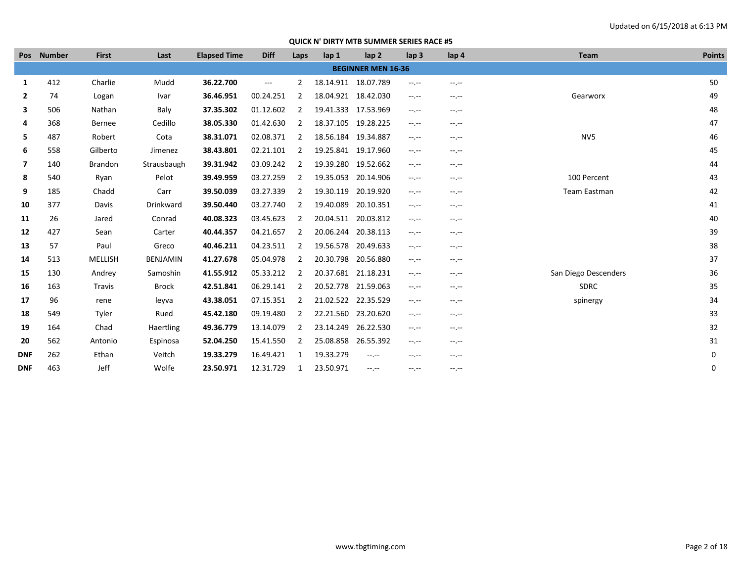Updated on 6/15/2018 at 6:13 PM

## QUICK N' DIRTY MTB SUMMER SERIES RACE #5

| Pos | Number | First | Last | Elapsed Time | Diff | Laps | lap 1 | lap 2 | lap 3 | lap 4 | Team | Points |
|---|---|---|---|---|---|---|---|---|---|---|---|---|
| **BEGINNER MEN 16-36** | | | | | | | | | | | | |
| **1** | 412 | Charlie | Mudd | **36.22.700** | --- | 2 | 18.14.911 | 18.07.789 | --.-- | --.-- | | 50 |
| **2** | 74 | Logan | Ivar | **36.46.951** | 00.24.251 | 2 | 18.04.921 | 18.42.030 | --.-- | --.-- | Gearworx | 49 |
| **3** | 506 | Nathan | Baly | **37.35.302** | 01.12.602 | 2 | 19.41.333 | 17.53.969 | --.-- | --.-- | | 48 |
| **4** | 368 | Bernee | Cedillo | **38.05.330** | 01.42.630 | 2 | 18.37.105 | 19.28.225 | --.-- | --.-- | | 47 |
| **5** | 487 | Robert | Cota | **38.31.071** | 02.08.371 | 2 | 18.56.184 | 19.34.887 | --.-- | --.-- | NV5 | 46 |
| **6** | 558 | Gilberto | Jimenez | **38.43.801** | 02.21.101 | 2 | 19.25.841 | 19.17.960 | --.-- | --.-- | | 45 |
| **7** | 140 | Brandon | Strausbaugh | **39.31.942** | 03.09.242 | 2 | 19.39.280 | 19.52.662 | --.-- | --.-- | | 44 |
| **8** | 540 | Ryan | Pelot | **39.49.959** | 03.27.259 | 2 | 19.35.053 | 20.14.906 | --.-- | --.-- | 100 Percent | 43 |
| **9** | 185 | Chadd | Carr | **39.50.039** | 03.27.339 | 2 | 19.30.119 | 20.19.920 | --.-- | --.-- | Team Eastman | 42 |
| **10** | 377 | Davis | Drinkward | **39.50.440** | 03.27.740 | 2 | 19.40.089 | 20.10.351 | --.-- | --.-- | | 41 |
| **11** | 26 | Jared | Conrad | **40.08.323** | 03.45.623 | 2 | 20.04.511 | 20.03.812 | --.-- | --.-- | | 40 |
| **12** | 427 | Sean | Carter | **40.44.357** | 04.21.657 | 2 | 20.06.244 | 20.38.113 | --.-- | --.-- | | 39 |
| **13** | 57 | Paul | Greco | **40.46.211** | 04.23.511 | 2 | 19.56.578 | 20.49.633 | --.-- | --.-- | | 38 |
| **14** | 513 | MELLISH | BENJAMIN | **41.27.678** | 05.04.978 | 2 | 20.30.798 | 20.56.880 | --.-- | --.-- | | 37 |
| **15** | 130 | Andrey | Samoshin | **41.55.912** | 05.33.212 | 2 | 20.37.681 | 21.18.231 | --.-- | --.-- | San Diego Descenders | 36 |
| **16** | 163 | Travis | Brock | **42.51.841** | 06.29.141 | 2 | 20.52.778 | 21.59.063 | --.-- | --.-- | SDRC | 35 |
| **17** | 96 | rene | leyva | **43.38.051** | 07.15.351 | 2 | 21.02.522 | 22.35.529 | --.-- | --.-- | spinergy | 34 |
| **18** | 549 | Tyler | Rued | **45.42.180** | 09.19.480 | 2 | 22.21.560 | 23.20.620 | --.-- | --.-- | | 33 |
| **19** | 164 | Chad | Haertling | **49.36.779** | 13.14.079 | 2 | 23.14.249 | 26.22.530 | --.-- | --.-- | | 32 |
| **20** | 562 | Antonio | Espinosa | **52.04.250** | 15.41.550 | 2 | 25.08.858 | 26.55.392 | --.-- | --.-- | | 31 |
| **DNF** | 262 | Ethan | Veitch | **19.33.279** | 16.49.421 | 1 | 19.33.279 | --.-- | --.-- | --.-- | | 0 |
| **DNF** | 463 | Jeff | Wolfe | **23.50.971** | 12.31.729 | 1 | 23.50.971 | --.-- | --.-- | --.-- | | 0 |

www.tbgtiming.com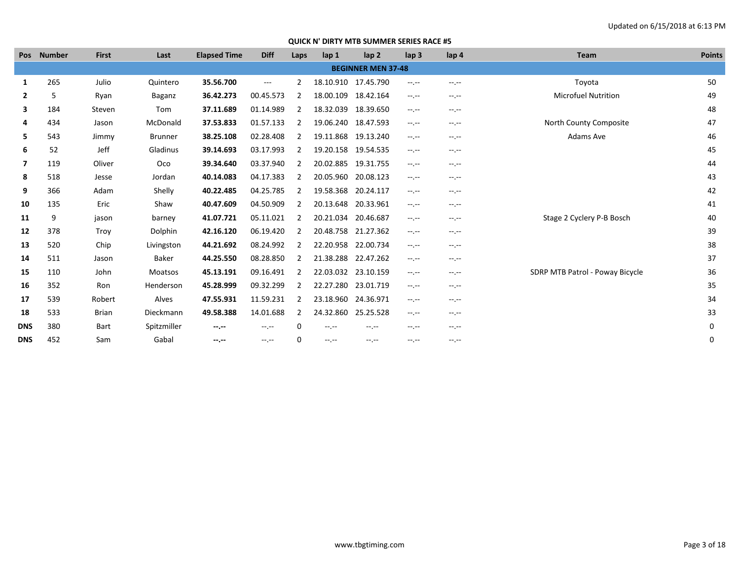Updated on 6/15/2018 at 6:13 PM

## QUICK N' DIRTY MTB SUMMER SERIES RACE #5

| Pos | Number | First | Last | Elapsed Time | Diff | Laps | lap 1 | lap 2 | lap 3 | lap 4 | Team | Points |
|---|---|---|---|---|---|---|---|---|---|---|---|---|
| | | | | | | | **BEGINNER MEN 37-48** | | | | | |
| **1** | 265 | Julio | Quintero | **35.56.700** | --- | 2 | 18.10.910 | 17.45.790 | --.-- | --.-- | Toyota | 50 |
| **2** | 5 | Ryan | Baganz | **36.42.273** | 00.45.573 | 2 | 18.00.109 | 18.42.164 | --.-- | --.-- | Microfuel Nutrition | 49 |
| **3** | 184 | Steven | Tom | **37.11.689** | 01.14.989 | 2 | 18.32.039 | 18.39.650 | --.-- | --.-- | | 48 |
| **4** | 434 | Jason | McDonald | **37.53.833** | 01.57.133 | 2 | 19.06.240 | 18.47.593 | --.-- | --.-- | North County Composite | 47 |
| **5** | 543 | Jimmy | Brunner | **38.25.108** | 02.28.408 | 2 | 19.11.868 | 19.13.240 | --.-- | --.-- | Adams Ave | 46 |
| **6** | 52 | Jeff | Gladinus | **39.14.693** | 03.17.993 | 2 | 19.20.158 | 19.54.535 | --.-- | --.-- | | 45 |
| **7** | 119 | Oliver | Oco | **39.34.640** | 03.37.940 | 2 | 20.02.885 | 19.31.755 | --.-- | --.-- | | 44 |
| **8** | 518 | Jesse | Jordan | **40.14.083** | 04.17.383 | 2 | 20.05.960 | 20.08.123 | --.-- | --.-- | | 43 |
| **9** | 366 | Adam | Shelly | **40.22.485** | 04.25.785 | 2 | 19.58.368 | 20.24.117 | --.-- | --.-- | | 42 |
| **10** | 135 | Eric | Shaw | **40.47.609** | 04.50.909 | 2 | 20.13.648 | 20.33.961 | --.-- | --.-- | | 41 |
| **11** | 9 | jason | barney | **41.07.721** | 05.11.021 | 2 | 20.21.034 | 20.46.687 | --.-- | --.-- | Stage 2 Cyclery P-B Bosch | 40 |
| **12** | 378 | Troy | Dolphin | **42.16.120** | 06.19.420 | 2 | 20.48.758 | 21.27.362 | --.-- | --.-- | | 39 |
| **13** | 520 | Chip | Livingston | **44.21.692** | 08.24.992 | 2 | 22.20.958 | 22.00.734 | --.-- | --.-- | | 38 |
| **14** | 511 | Jason | Baker | **44.25.550** | 08.28.850 | 2 | 21.38.288 | 22.47.262 | --.-- | --.-- | | 37 |
| **15** | 110 | John | Moatsos | **45.13.191** | 09.16.491 | 2 | 22.03.032 | 23.10.159 | --.-- | --.-- | SDRP MTB Patrol - Poway Bicycle | 36 |
| **16** | 352 | Ron | Henderson | **45.28.999** | 09.32.299 | 2 | 22.27.280 | 23.01.719 | --.-- | --.-- | | 35 |
| **17** | 539 | Robert | Alves | **47.55.931** | 11.59.231 | 2 | 23.18.960 | 24.36.971 | --.-- | --.-- | | 34 |
| **18** | 533 | Brian | Dieckmann | **49.58.388** | 14.01.688 | 2 | 24.32.860 | 25.25.528 | --.-- | --.-- | | 33 |
| **DNS** | 380 | Bart | Spitzmiller | **--.--** | --.-- | 0 | --.-- | --.-- | --.-- | --.-- | | 0 |
| **DNS** | 452 | Sam | Gabal | **--.--** | --.-- | 0 | --.-- | --.-- | --.-- | --.-- | | 0 |

www.tbgtiming.com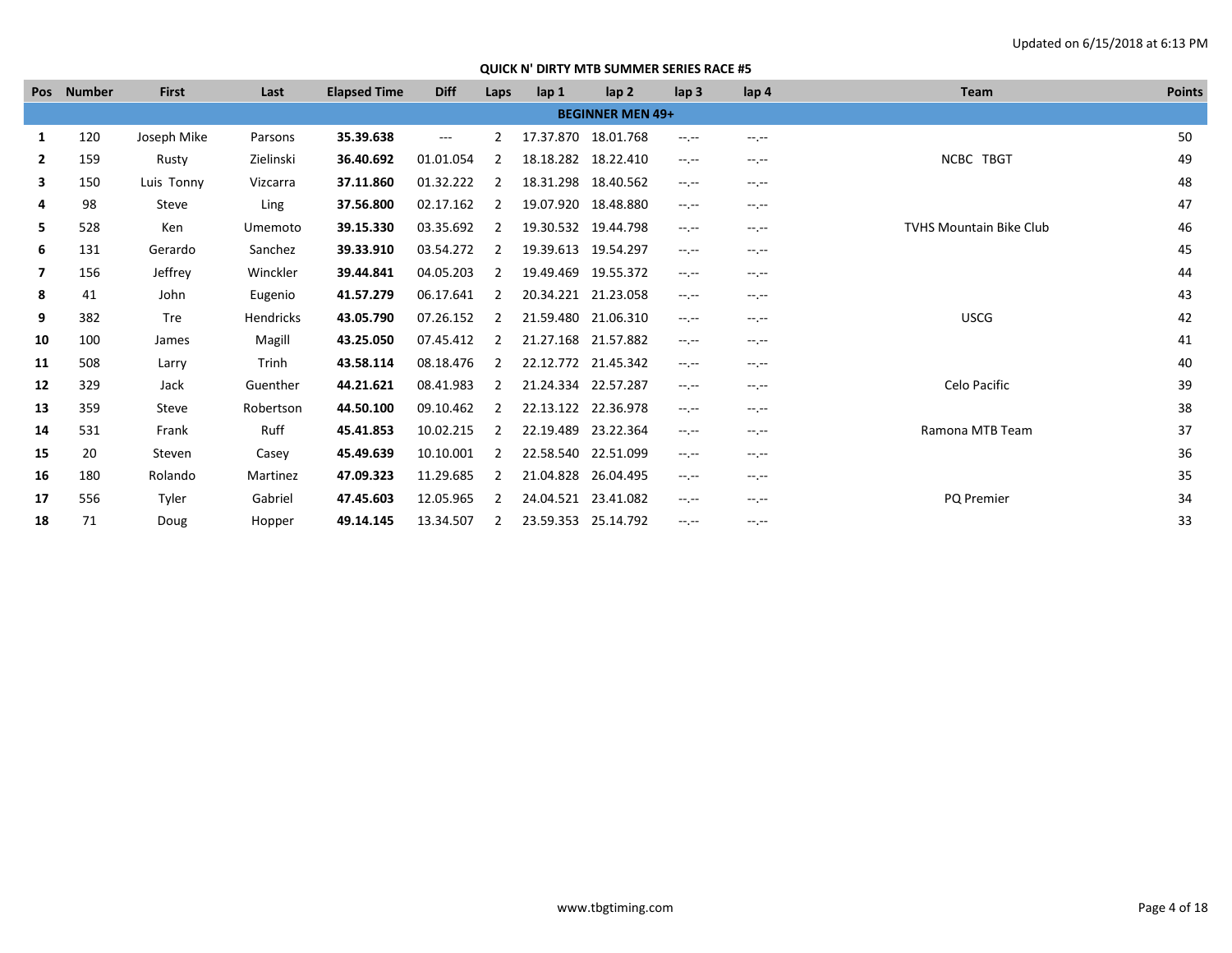Updated on 6/15/2018 at 6:13 PM

## QUICK N' DIRTY MTB SUMMER SERIES RACE #5

| Pos | Number | First | Last | Elapsed Time | Diff | Laps | lap 1 | lap 2 | lap 3 | lap 4 | Team | Points |
|---|---|---|---|---|---|---|---|---|---|---|---|---|
| **BEGINNER MEN 49+** | | | | | | | | | | | | |
| **1** | 120 | Joseph Mike | Parsons | **35.39.638** | --- | 2 | 17.37.870 | 18.01.768 | --.-- | --.-- | | 50 |
| **2** | 159 | Rusty | Zielinski | **36.40.692** | 01.01.054 | 2 | 18.18.282 | 18.22.410 | --.-- | --.-- | NCBC TBGT | 49 |
| **3** | 150 | Luis Tonny | Vizcarra | **37.11.860** | 01.32.222 | 2 | 18.31.298 | 18.40.562 | --.-- | --.-- | | 48 |
| **4** | 98 | Steve | Ling | **37.56.800** | 02.17.162 | 2 | 19.07.920 | 18.48.880 | --.-- | --.-- | | 47 |
| **5** | 528 | Ken | Umemoto | **39.15.330** | 03.35.692 | 2 | 19.30.532 | 19.44.798 | --.-- | --.-- | TVHS Mountain Bike Club | 46 |
| **6** | 131 | Gerardo | Sanchez | **39.33.910** | 03.54.272 | 2 | 19.39.613 | 19.54.297 | --.-- | --.-- | | 45 |
| **7** | 156 | Jeffrey | Winckler | **39.44.841** | 04.05.203 | 2 | 19.49.469 | 19.55.372 | --.-- | --.-- | | 44 |
| **8** | 41 | John | Eugenio | **41.57.279** | 06.17.641 | 2 | 20.34.221 | 21.23.058 | --.-- | --.-- | | 43 |
| **9** | 382 | Tre | Hendricks | **43.05.790** | 07.26.152 | 2 | 21.59.480 | 21.06.310 | --.-- | --.-- | USCG | 42 |
| **10** | 100 | James | Magill | **43.25.050** | 07.45.412 | 2 | 21.27.168 | 21.57.882 | --.-- | --.-- | | 41 |
| **11** | 508 | Larry | Trinh | **43.58.114** | 08.18.476 | 2 | 22.12.772 | 21.45.342 | --.-- | --.-- | | 40 |
| **12** | 329 | Jack | Guenther | **44.21.621** | 08.41.983 | 2 | 21.24.334 | 22.57.287 | --.-- | --.-- | Celo Pacific | 39 |
| **13** | 359 | Steve | Robertson | **44.50.100** | 09.10.462 | 2 | 22.13.122 | 22.36.978 | --.-- | --.-- | | 38 |
| **14** | 531 | Frank | Ruff | **45.41.853** | 10.02.215 | 2 | 22.19.489 | 23.22.364 | --.-- | --.-- | Ramona MTB Team | 37 |
| **15** | 20 | Steven | Casey | **45.49.639** | 10.10.001 | 2 | 22.58.540 | 22.51.099 | --.-- | --.-- | | 36 |
| **16** | 180 | Rolando | Martinez | **47.09.323** | 11.29.685 | 2 | 21.04.828 | 26.04.495 | --.-- | --.-- | | 35 |
| **17** | 556 | Tyler | Gabriel | **47.45.603** | 12.05.965 | 2 | 24.04.521 | 23.41.082 | --.-- | --.-- | PQ Premier | 34 |
| **18** | 71 | Doug | Hopper | **49.14.145** | 13.34.507 | 2 | 23.59.353 | 25.14.792 | --.-- | --.-- | | 33 |

www.tbgtiming.com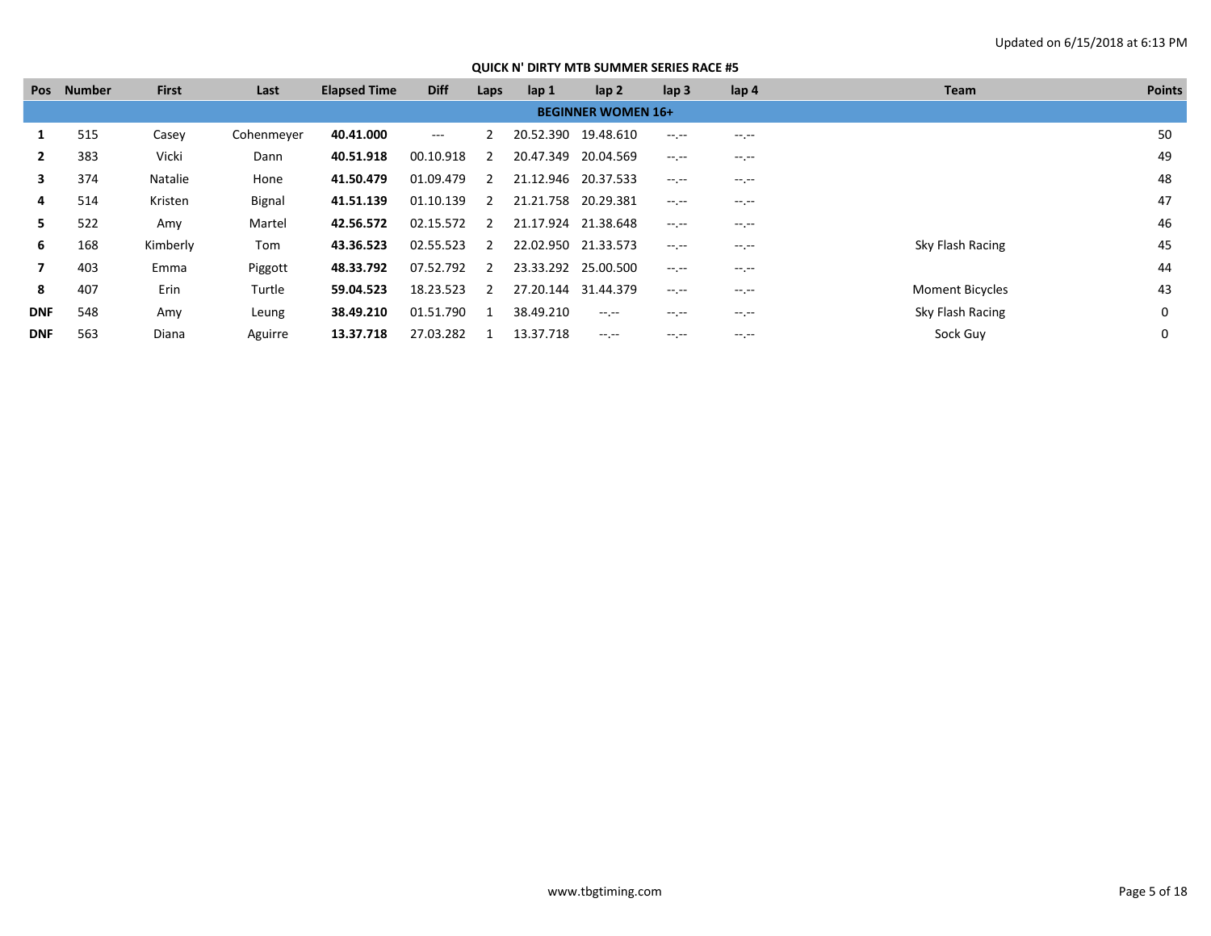Updated on 6/15/2018 at 6:13 PM

## QUICK N' DIRTY MTB SUMMER SERIES RACE #5

| Pos | Number | First | Last | Elapsed Time | Diff | Laps | lap 1 | lap 2 | lap 3 | lap 4 | Team | Points |
|---|---|---|---|---|---|---|---|---|---|---|---|---|
| **BEGINNER WOMEN 16+** | | | | | | | | | | | | |
| **1** | 515 | Casey | Cohenmeyer | **40.41.000** | --- | 2 | 20.52.390 | 19.48.610 | --.-- | --.-- | | 50 |
| **2** | 383 | Vicki | Dann | **40.51.918** | 00.10.918 | 2 | 20.47.349 | 20.04.569 | --.-- | --.-- | | 49 |
| **3** | 374 | Natalie | Hone | **41.50.479** | 01.09.479 | 2 | 21.12.946 | 20.37.533 | --.-- | --.-- | | 48 |
| **4** | 514 | Kristen | Bignal | **41.51.139** | 01.10.139 | 2 | 21.21.758 | 20.29.381 | --.-- | --.-- | | 47 |
| **5** | 522 | Amy | Martel | **42.56.572** | 02.15.572 | 2 | 21.17.924 | 21.38.648 | --.-- | --.-- | | 46 |
| **6** | 168 | Kimberly | Tom | **43.36.523** | 02.55.523 | 2 | 22.02.950 | 21.33.573 | --.-- | --.-- | Sky Flash Racing | 45 |
| **7** | 403 | Emma | Piggott | **48.33.792** | 07.52.792 | 2 | 23.33.292 | 25.00.500 | --.-- | --.-- | | 44 |
| **8** | 407 | Erin | Turtle | **59.04.523** | 18.23.523 | 2 | 27.20.144 | 31.44.379 | --.-- | --.-- | Moment Bicycles | 43 |
| **DNF** | 548 | Amy | Leung | **38.49.210** | 01.51.790 | 1 | 38.49.210 | --.-- | --.-- | --.-- | Sky Flash Racing | 0 |
| **DNF** | 563 | Diana | Aguirre | **13.37.718** | 27.03.282 | 1 | 13.37.718 | --.-- | --.-- | --.-- | Sock Guy | 0 |

www.tbgtiming.com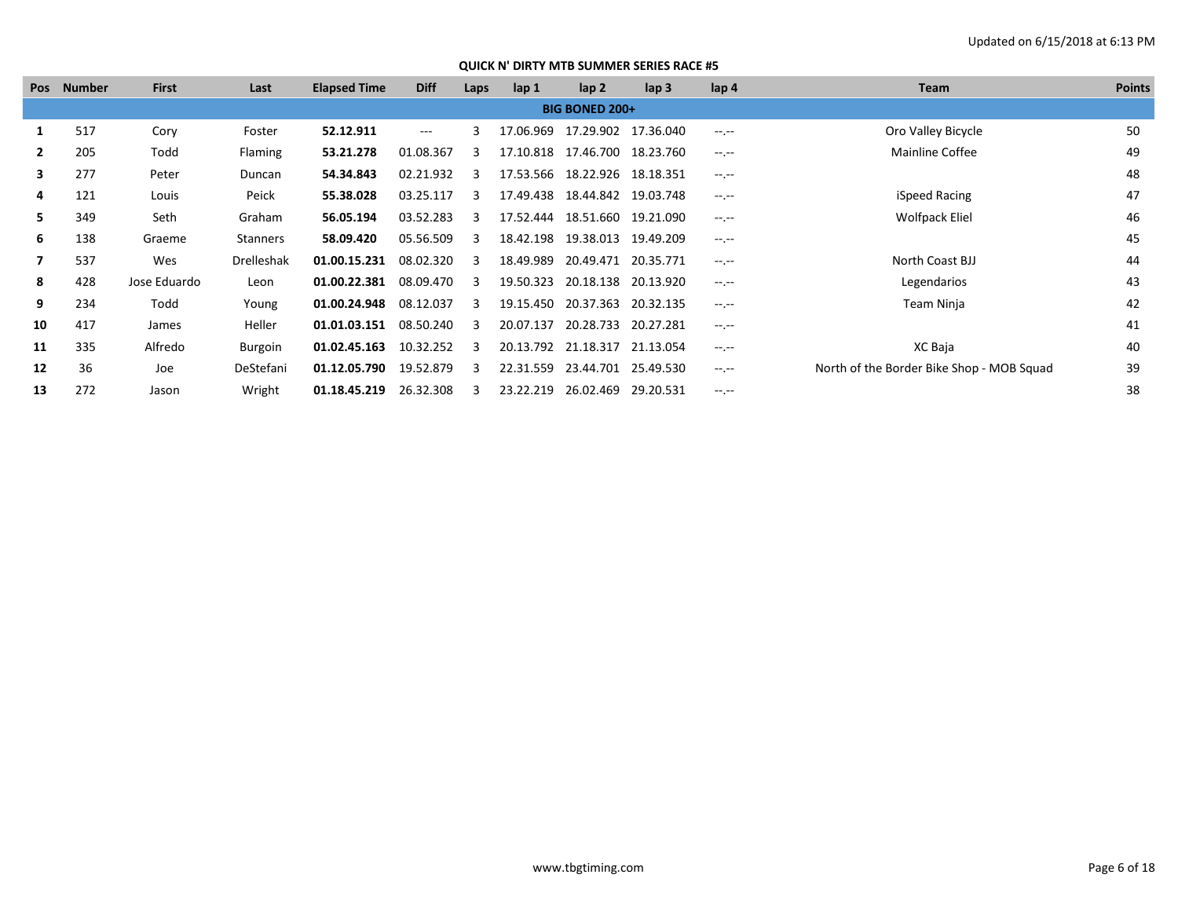Updated on 6/15/2018 at 6:13 PM

## QUICK N' DIRTY MTB SUMMER SERIES RACE #5

| Pos | Number | First | Last | Elapsed Time | Diff | Laps | lap 1 | lap 2 | lap 3 | lap 4 | Team | Points |
|---|---|---|---|---|---|---|---|---|---|---|---|---|
| | | | | | | **BIG BONED 200+** | | | | | | |
| **1** | 517 | Cory | Foster | **52.12.911** | --- | 3 | 17.06.969 | 17.29.902 | 17.36.040 | --.-- | Oro Valley Bicycle | 50 |
| **2** | 205 | Todd | Flaming | **53.21.278** | 01.08.367 | 3 | 17.10.818 | 17.46.700 | 18.23.760 | --.-- | Mainline Coffee | 49 |
| **3** | 277 | Peter | Duncan | **54.34.843** | 02.21.932 | 3 | 17.53.566 | 18.22.926 | 18.18.351 | --.-- | | 48 |
| **4** | 121 | Louis | Peick | **55.38.028** | 03.25.117 | 3 | 17.49.438 | 18.44.842 | 19.03.748 | --.-- | iSpeed Racing | 47 |
| **5** | 349 | Seth | Graham | **56.05.194** | 03.52.283 | 3 | 17.52.444 | 18.51.660 | 19.21.090 | --.-- | Wolfpack Eliel | 46 |
| **6** | 138 | Graeme | Stanners | **58.09.420** | 05.56.509 | 3 | 18.42.198 | 19.38.013 | 19.49.209 | --.-- | | 45 |
| **7** | 537 | Wes | Drelleshak | **01.00.15.231** | 08.02.320 | 3 | 18.49.989 | 20.49.471 | 20.35.771 | --.-- | North Coast BJJ | 44 |
| **8** | 428 | Jose Eduardo | Leon | **01.00.22.381** | 08.09.470 | 3 | 19.50.323 | 20.18.138 | 20.13.920 | --.-- | Legendarios | 43 |
| **9** | 234 | Todd | Young | **01.00.24.948** | 08.12.037 | 3 | 19.15.450 | 20.37.363 | 20.32.135 | --.-- | Team Ninja | 42 |
| **10** | 417 | James | Heller | **01.01.03.151** | 08.50.240 | 3 | 20.07.137 | 20.28.733 | 20.27.281 | --.-- | | 41 |
| **11** | 335 | Alfredo | Burgoin | **01.02.45.163** | 10.32.252 | 3 | 20.13.792 | 21.18.317 | 21.13.054 | --.-- | XC Baja | 40 |
| **12** | 36 | Joe | DeStefani | **01.12.05.790** | 19.52.879 | 3 | 22.31.559 | 23.44.701 | 25.49.530 | --.-- | North of the Border Bike Shop - MOB Squad | 39 |
| **13** | 272 | Jason | Wright | **01.18.45.219** | 26.32.308 | 3 | 23.22.219 | 26.02.469 | 29.20.531 | --.-- | | 38 |

www.tbgtiming.com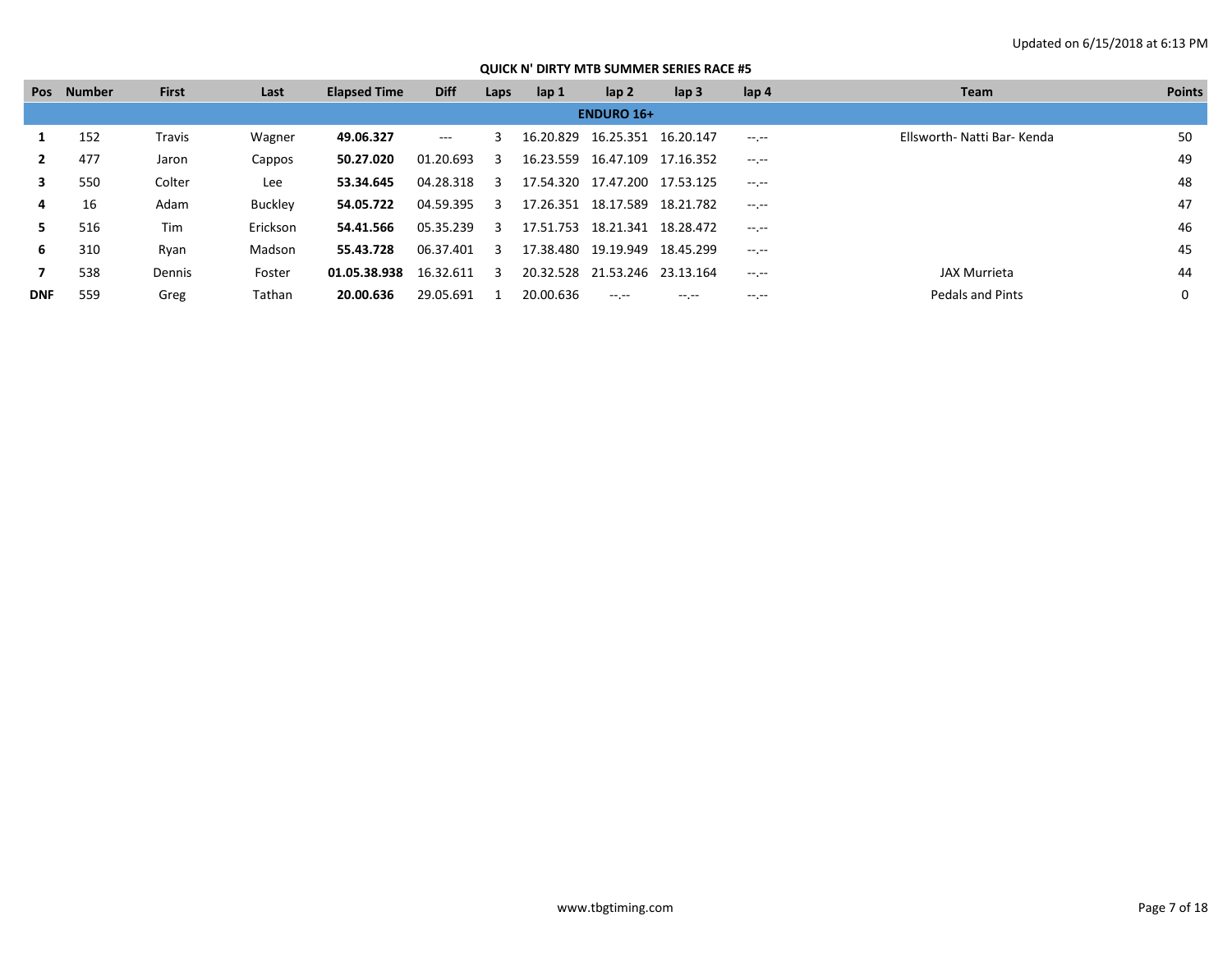Updated on 6/15/2018 at 6:13 PM

## QUICK N' DIRTY MTB SUMMER SERIES RACE #5

| Pos | Number | First | Last | Elapsed Time | Diff | Laps | lap 1 | lap 2 | lap 3 | lap 4 | Team | Points |
|---|---|---|---|---|---|---|---|---|---|---|---|---|
| | | | | | | | | **ENDURO 16+** | | | | |
| **1** | 152 | Travis | Wagner | **49.06.327** | --- | 3 | 16.20.829 | 16.25.351 | 16.20.147 | --.-- | Ellsworth- Natti Bar- Kenda | 50 |
| **2** | 477 | Jaron | Cappos | **50.27.020** | 01.20.693 | 3 | 16.23.559 | 16.47.109 | 17.16.352 | --.-- | | 49 |
| **3** | 550 | Colter | Lee | **53.34.645** | 04.28.318 | 3 | 17.54.320 | 17.47.200 | 17.53.125 | --.-- | | 48 |
| **4** | 16 | Adam | Buckley | **54.05.722** | 04.59.395 | 3 | 17.26.351 | 18.17.589 | 18.21.782 | --.-- | | 47 |
| **5** | 516 | Tim | Erickson | **54.41.566** | 05.35.239 | 3 | 17.51.753 | 18.21.341 | 18.28.472 | --.-- | | 46 |
| **6** | 310 | Ryan | Madson | **55.43.728** | 06.37.401 | 3 | 17.38.480 | 19.19.949 | 18.45.299 | --.-- | | 45 |
| **7** | 538 | Dennis | Foster | **01.05.38.938** | 16.32.611 | 3 | 20.32.528 | 21.53.246 | 23.13.164 | --.-- | JAX Murrieta | 44 |
| **DNF** | 559 | Greg | Tathan | **20.00.636** | 29.05.691 | 1 | 20.00.636 | --.-- | --.-- | --.-- | Pedals and Pints | 0 |

www.tbgtiming.com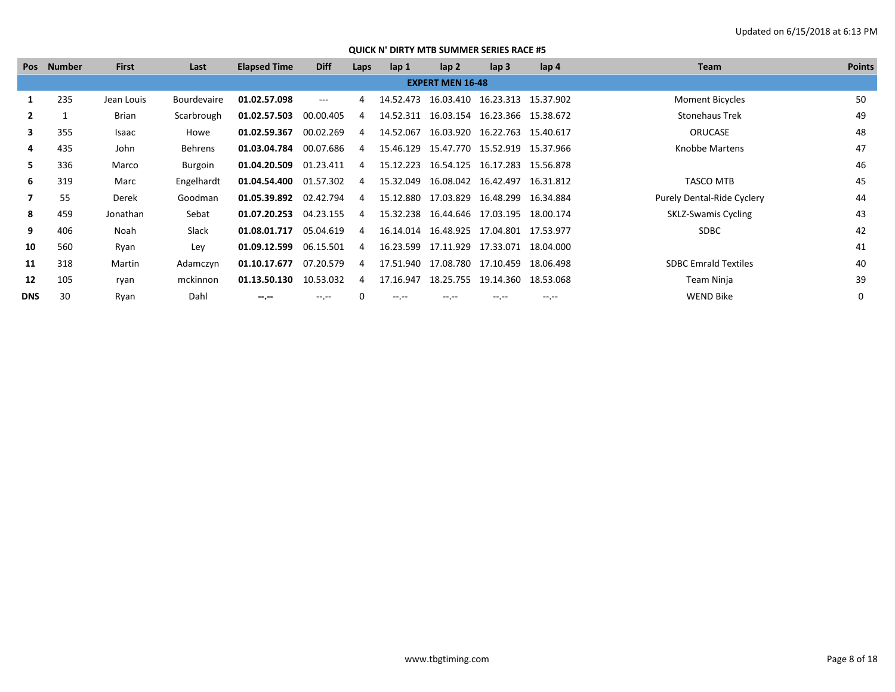Updated on 6/15/2018 at 6:13 PM

## QUICK N' DIRTY MTB SUMMER SERIES RACE #5

| Pos | Number | First | Last | Elapsed Time | Diff | Laps | lap 1 | lap 2 | lap 3 | lap 4 | Team | Points |
|---|---|---|---|---|---|---|---|---|---|---|---|---|
| **EXPERT MEN 16-48** | | | | | | | | | | | | |
| **1** | 235 | Jean Louis | Bourdevaire | **01.02.57.098** | --- | 4 | 14.52.473 | 16.03.410 | 16.23.313 | 15.37.902 | Moment Bicycles | 50 |
| **2** | 1 | Brian | Scarbrough | **01.02.57.503** | 00.00.405 | 4 | 14.52.311 | 16.03.154 | 16.23.366 | 15.38.672 | Stonehaus Trek | 49 |
| **3** | 355 | Isaac | Howe | **01.02.59.367** | 00.02.269 | 4 | 14.52.067 | 16.03.920 | 16.22.763 | 15.40.617 | ORUCASE | 48 |
| **4** | 435 | John | Behrens | **01.03.04.784** | 00.07.686 | 4 | 15.46.129 | 15.47.770 | 15.52.919 | 15.37.966 | Knobbe Martens | 47 |
| **5** | 336 | Marco | Burgoin | **01.04.20.509** | 01.23.411 | 4 | 15.12.223 | 16.54.125 | 16.17.283 | 15.56.878 | | 46 |
| **6** | 319 | Marc | Engelhardt | **01.04.54.400** | 01.57.302 | 4 | 15.32.049 | 16.08.042 | 16.42.497 | 16.31.812 | TASCO MTB | 45 |
| **7** | 55 | Derek | Goodman | **01.05.39.892** | 02.42.794 | 4 | 15.12.880 | 17.03.829 | 16.48.299 | 16.34.884 | Purely Dental-Ride Cyclery | 44 |
| **8** | 459 | Jonathan | Sebat | **01.07.20.253** | 04.23.155 | 4 | 15.32.238 | 16.44.646 | 17.03.195 | 18.00.174 | SKLZ-Swamis Cycling | 43 |
| **9** | 406 | Noah | Slack | **01.08.01.717** | 05.04.619 | 4 | 16.14.014 | 16.48.925 | 17.04.801 | 17.53.977 | SDBC | 42 |
| **10** | 560 | Ryan | Ley | **01.09.12.599** | 06.15.501 | 4 | 16.23.599 | 17.11.929 | 17.33.071 | 18.04.000 | | 41 |
| **11** | 318 | Martin | Adamczyn | **01.10.17.677** | 07.20.579 | 4 | 17.51.940 | 17.08.780 | 17.10.459 | 18.06.498 | SDBC Emrald Textiles | 40 |
| **12** | 105 | ryan | mckinnon | **01.13.50.130** | 10.53.032 | 4 | 17.16.947 | 18.25.755 | 19.14.360 | 18.53.068 | Team Ninja | 39 |
| **DNS** | 30 | Ryan | Dahl | **--.--** | --.-- | 0 | --.-- | --.-- | --.-- | --.-- | WEND Bike | 0 |

www.tbgtiming.com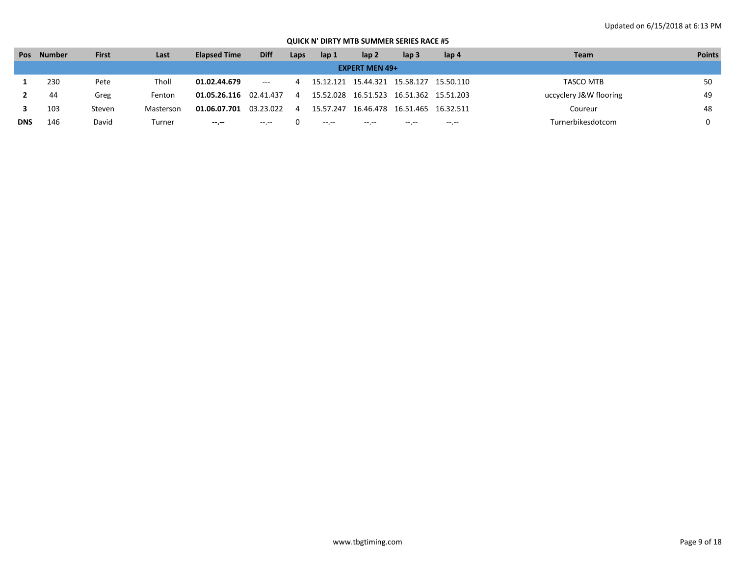**QUICK N' DIRTY MTB SUMMER SERIES RACE #5**

| Pos | Number | First | Last | Elapsed Time | Diff | Laps | lap 1 | lap 2 | lap 3 | lap 4 | Team | Points |
|---|---|---|---|---|---|---|---|---|---|---|---|---|
| **EXPERT MEN 49+** | | | | | | | | | | | | |
| **1** | 230 | Pete | Tholl | **01.02.44.679** | --- | 4 | 15.12.121 | 15.44.321 | 15.58.127 | 15.50.110 | TASCO MTB | 50 |
| **2** | 44 | Greg | Fenton | **01.05.26.116** | 02.41.437 | 4 | 15.52.028 | 16.51.523 | 16.51.362 | 15.51.203 | uccyclery J&W flooring | 49 |
| **3** | 103 | Steven | Masterson | **01.06.07.701** | 03.23.022 | 4 | 15.57.247 | 16.46.478 | 16.51.465 | 16.32.511 | Coureur | 48 |
| **DNS** | 146 | David | Turner | **--.--** | --.-- | 0 | --.-- | --.-- | --.-- | --.-- | Turnerbikesdotcom | 0 |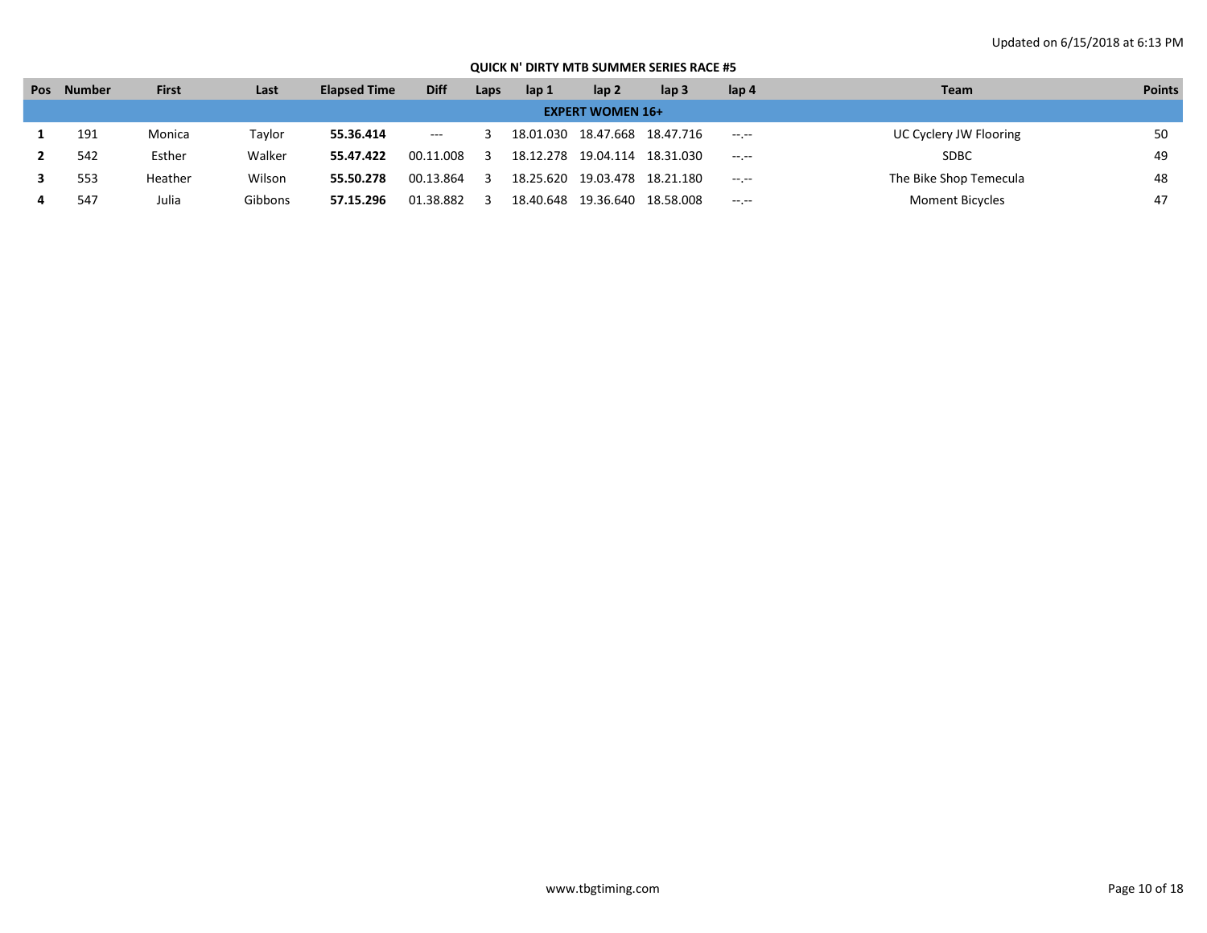Updated on 6/15/2018 at 6:13 PM

**QUICK N' DIRTY MTB SUMMER SERIES RACE #5**

| Pos | Number | First | Last | Elapsed Time | Diff | Laps | lap 1 | lap 2 | lap 3 | lap 4 | Team | Points |
|---|---|---|---|---|---|---|---|---|---|---|---|---|
| **EXPERT WOMEN 16+** | | | | | | | | | | | | |
| **1** | 191 | Monica | Taylor | **55.36.414** | --- | 3 | 18.01.030 | 18.47.668 | 18.47.716 | --.-- | UC Cyclery JW Flooring | 50 |
| **2** | 542 | Esther | Walker | **55.47.422** | 00.11.008 | 3 | 18.12.278 | 19.04.114 | 18.31.030 | --.-- | SDBC | 49 |
| **3** | 553 | Heather | Wilson | **55.50.278** | 00.13.864 | 3 | 18.25.620 | 19.03.478 | 18.21.180 | --.-- | The Bike Shop Temecula | 48 |
| **4** | 547 | Julia | Gibbons | **57.15.296** | 01.38.882 | 3 | 18.40.648 | 19.36.640 | 18.58.008 | --.-- | Moment Bicycles | 47 |

www.tbgtiming.com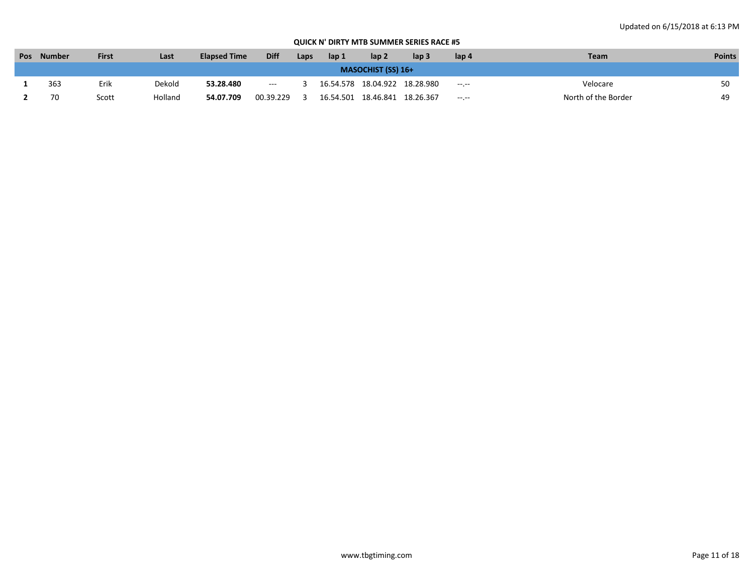Updated on 6/15/2018 at 6:13 PM

**QUICK N' DIRTY MTB SUMMER SERIES RACE #5**

| Pos | Number | First | Last | Elapsed Time | Diff | Laps | lap 1 | lap 2 | lap 3 | lap 4 | Team | Points |
|---|---|---|---|---|---|---|---|---|---|---|---|---|
| **MASOCHIST (SS) 16+** | | | | | | | | | | | | |
| **1** | 363 | Erik | Dekold | **53.28.480** | --- | 3 | 16.54.578 | 18.04.922 | 18.28.980 | --.-- | Velocare | 50 |
| **2** | 70 | Scott | Holland | **54.07.709** | 00.39.229 | 3 | 16.54.501 | 18.46.841 | 18.26.367 | --.-- | North of the Border | 49 |

www.tbgtiming.com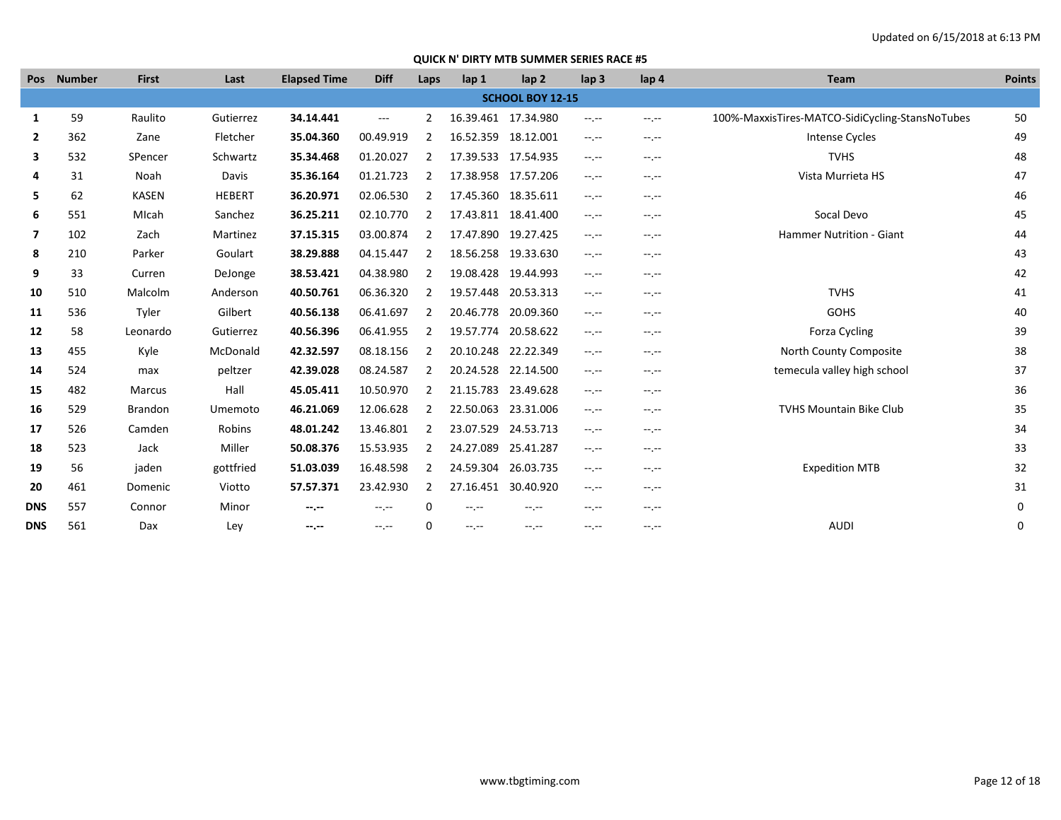Updated on 6/15/2018 at 6:13 PM

## QUICK N' DIRTY MTB SUMMER SERIES RACE #5

| Pos | Number | First | Last | Elapsed Time | Diff | Laps | lap 1 | lap 2 | lap 3 | lap 4 | Team | Points |
|---|---|---|---|---|---|---|---|---|---|---|---|---|
| | | | | | | | **SCHOOL BOY 12-15** | | | | | |
| **1** | 59 | Raulito | Gutierrez | **34.14.441** | --- | 2 | 16.39.461 | 17.34.980 | --.-- | --.-- | 100%-MaxxisTires-MATCO-SidiCycling-StansNoTubes | 50 |
| **2** | 362 | Zane | Fletcher | **35.04.360** | 00.49.919 | 2 | 16.52.359 | 18.12.001 | --.-- | --.-- | Intense Cycles | 49 |
| **3** | 532 | SPencer | Schwartz | **35.34.468** | 01.20.027 | 2 | 17.39.533 | 17.54.935 | --.-- | --.-- | TVHS | 48 |
| **4** | 31 | Noah | Davis | **35.36.164** | 01.21.723 | 2 | 17.38.958 | 17.57.206 | --.-- | --.-- | Vista Murrieta HS | 47 |
| **5** | 62 | KASEN | HEBERT | **36.20.971** | 02.06.530 | 2 | 17.45.360 | 18.35.611 | --.-- | --.-- | | 46 |
| **6** | 551 | MIcah | Sanchez | **36.25.211** | 02.10.770 | 2 | 17.43.811 | 18.41.400 | --.-- | --.-- | Socal Devo | 45 |
| **7** | 102 | Zach | Martinez | **37.15.315** | 03.00.874 | 2 | 17.47.890 | 19.27.425 | --.-- | --.-- | Hammer Nutrition - Giant | 44 |
| **8** | 210 | Parker | Goulart | **38.29.888** | 04.15.447 | 2 | 18.56.258 | 19.33.630 | --.-- | --.-- | | 43 |
| **9** | 33 | Curren | DeJonge | **38.53.421** | 04.38.980 | 2 | 19.08.428 | 19.44.993 | --.-- | --.-- | | 42 |
| **10** | 510 | Malcolm | Anderson | **40.50.761** | 06.36.320 | 2 | 19.57.448 | 20.53.313 | --.-- | --.-- | TVHS | 41 |
| **11** | 536 | Tyler | Gilbert | **40.56.138** | 06.41.697 | 2 | 20.46.778 | 20.09.360 | --.-- | --.-- | GOHS | 40 |
| **12** | 58 | Leonardo | Gutierrez | **40.56.396** | 06.41.955 | 2 | 19.57.774 | 20.58.622 | --.-- | --.-- | Forza Cycling | 39 |
| **13** | 455 | Kyle | McDonald | **42.32.597** | 08.18.156 | 2 | 20.10.248 | 22.22.349 | --.-- | --.-- | North County Composite | 38 |
| **14** | 524 | max | peltzer | **42.39.028** | 08.24.587 | 2 | 20.24.528 | 22.14.500 | --.-- | --.-- | temecula valley high school | 37 |
| **15** | 482 | Marcus | Hall | **45.05.411** | 10.50.970 | 2 | 21.15.783 | 23.49.628 | --.-- | --.-- | | 36 |
| **16** | 529 | Brandon | Umemoto | **46.21.069** | 12.06.628 | 2 | 22.50.063 | 23.31.006 | --.-- | --.-- | TVHS Mountain Bike Club | 35 |
| **17** | 526 | Camden | Robins | **48.01.242** | 13.46.801 | 2 | 23.07.529 | 24.53.713 | --.-- | --.-- | | 34 |
| **18** | 523 | Jack | Miller | **50.08.376** | 15.53.935 | 2 | 24.27.089 | 25.41.287 | --.-- | --.-- | | 33 |
| **19** | 56 | jaden | gottfried | **51.03.039** | 16.48.598 | 2 | 24.59.304 | 26.03.735 | --.-- | --.-- | Expedition MTB | 32 |
| **20** | 461 | Domenic | Viotto | **57.57.371** | 23.42.930 | 2 | 27.16.451 | 30.40.920 | --.-- | --.-- | | 31 |
| **DNS** | 557 | Connor | Minor | **--.--** | --.-- | 0 | --.-- | --.-- | --.-- | --.-- | | 0 |
| **DNS** | 561 | Dax | Ley | **--.--** | --.-- | 0 | --.-- | --.-- | --.-- | --.-- | AUDI | 0 |

www.tbgtiming.com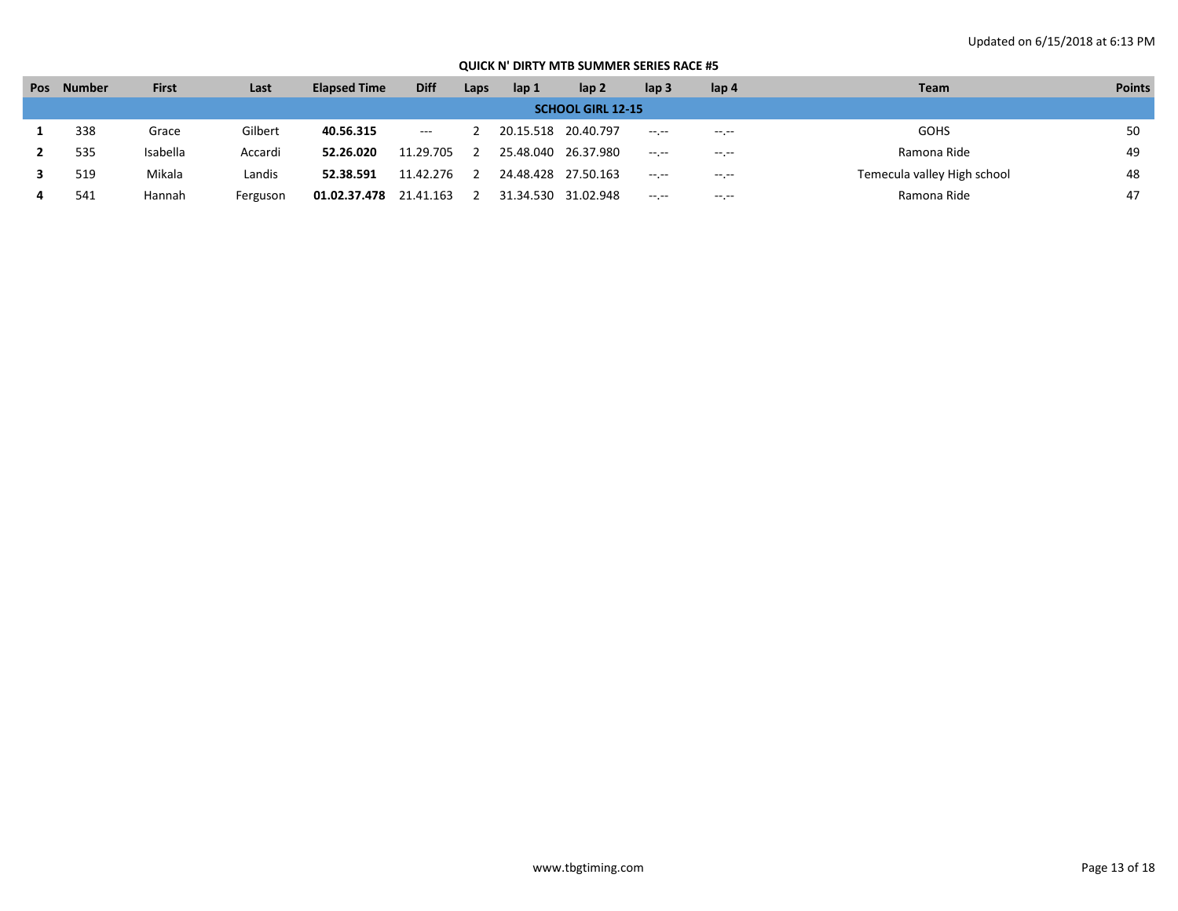Updated on 6/15/2018 at 6:13 PM

## QUICK N' DIRTY MTB SUMMER SERIES RACE #5

| Pos | Number | First | Last | Elapsed Time | Diff | Laps | lap 1 | lap 2 | lap 3 | lap 4 | Team | Points |
|---|---|---|---|---|---|---|---|---|---|---|---|---|
| | | | | | | | **SCHOOL GIRL 12-15** | | | | | |
| **1** | 338 | Grace | Gilbert | **40.56.315** | --- | 2 | 20.15.518 | 20.40.797 | --.-- | --.-- | GOHS | 50 |
| **2** | 535 | Isabella | Accardi | **52.26.020** | 11.29.705 | 2 | 25.48.040 | 26.37.980 | --.-- | --.-- | Ramona Ride | 49 |
| **3** | 519 | Mikala | Landis | **52.38.591** | 11.42.276 | 2 | 24.48.428 | 27.50.163 | --.-- | --.-- | Temecula valley High school | 48 |
| **4** | 541 | Hannah | Ferguson | **01.02.37.478** | 21.41.163 | 2 | 31.34.530 | 31.02.948 | --.-- | --.-- | Ramona Ride | 47 |

www.tbgtiming.com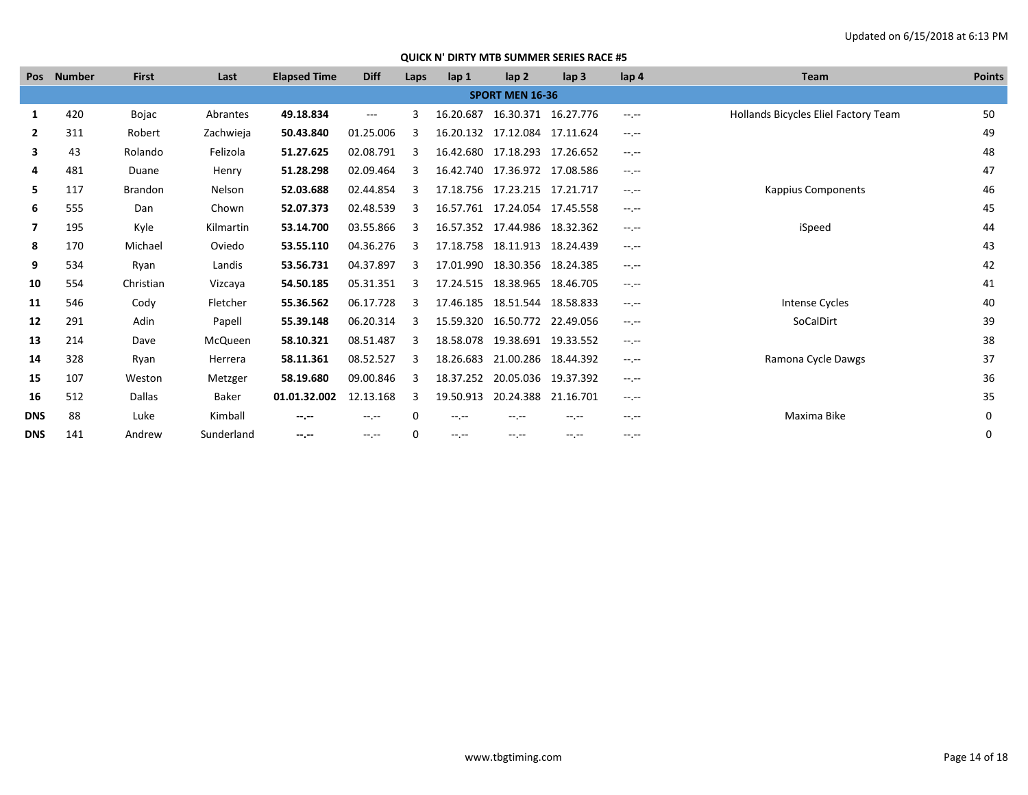Updated on 6/15/2018 at 6:13 PM

## QUICK N' DIRTY MTB SUMMER SERIES RACE #5

| Pos | Number | First | Last | Elapsed Time | Diff | Laps | lap 1 | lap 2 | lap 3 | lap 4 | Team | Points |
|---|---|---|---|---|---|---|---|---|---|---|---|---|
| **SPORT MEN 16-36** | | | | | | | | | | | | |
| **1** | 420 | Bojac | Abrantes | **49.18.834** | --- | 3 | 16.20.687 | 16.30.371 | 16.27.776 | --.-- | Hollands Bicycles Eliel Factory Team | 50 |
| **2** | 311 | Robert | Zachwieja | **50.43.840** | 01.25.006 | 3 | 16.20.132 | 17.12.084 | 17.11.624 | --.-- | | 49 |
| **3** | 43 | Rolando | Felizola | **51.27.625** | 02.08.791 | 3 | 16.42.680 | 17.18.293 | 17.26.652 | --.-- | | 48 |
| **4** | 481 | Duane | Henry | **51.28.298** | 02.09.464 | 3 | 16.42.740 | 17.36.972 | 17.08.586 | --.-- | | 47 |
| **5** | 117 | Brandon | Nelson | **52.03.688** | 02.44.854 | 3 | 17.18.756 | 17.23.215 | 17.21.717 | --.-- | Kappius Components | 46 |
| **6** | 555 | Dan | Chown | **52.07.373** | 02.48.539 | 3 | 16.57.761 | 17.24.054 | 17.45.558 | --.-- | | 45 |
| **7** | 195 | Kyle | Kilmartin | **53.14.700** | 03.55.866 | 3 | 16.57.352 | 17.44.986 | 18.32.362 | --.-- | iSpeed | 44 |
| **8** | 170 | Michael | Oviedo | **53.55.110** | 04.36.276 | 3 | 17.18.758 | 18.11.913 | 18.24.439 | --.-- | | 43 |
| **9** | 534 | Ryan | Landis | **53.56.731** | 04.37.897 | 3 | 17.01.990 | 18.30.356 | 18.24.385 | --.-- | | 42 |
| **10** | 554 | Christian | Vizcaya | **54.50.185** | 05.31.351 | 3 | 17.24.515 | 18.38.965 | 18.46.705 | --.-- | | 41 |
| **11** | 546 | Cody | Fletcher | **55.36.562** | 06.17.728 | 3 | 17.46.185 | 18.51.544 | 18.58.833 | --.-- | Intense Cycles | 40 |
| **12** | 291 | Adin | Papell | **55.39.148** | 06.20.314 | 3 | 15.59.320 | 16.50.772 | 22.49.056 | --.-- | SoCalDirt | 39 |
| **13** | 214 | Dave | McQueen | **58.10.321** | 08.51.487 | 3 | 18.58.078 | 19.38.691 | 19.33.552 | --.-- | | 38 |
| **14** | 328 | Ryan | Herrera | **58.11.361** | 08.52.527 | 3 | 18.26.683 | 21.00.286 | 18.44.392 | --.-- | Ramona Cycle Dawgs | 37 |
| **15** | 107 | Weston | Metzger | **58.19.680** | 09.00.846 | 3 | 18.37.252 | 20.05.036 | 19.37.392 | --.-- | | 36 |
| **16** | 512 | Dallas | Baker | **01.01.32.002** | 12.13.168 | 3 | 19.50.913 | 20.24.388 | 21.16.701 | --.-- | | 35 |
| **DNS** | 88 | Luke | Kimball | **--.--** | --.-- | 0 | --.-- | --.-- | --.-- | --.-- | Maxima Bike | 0 |
| **DNS** | 141 | Andrew | Sunderland | **--.--** | --.-- | 0 | --.-- | --.-- | --.-- | --.-- | | 0 |

www.tbgtiming.com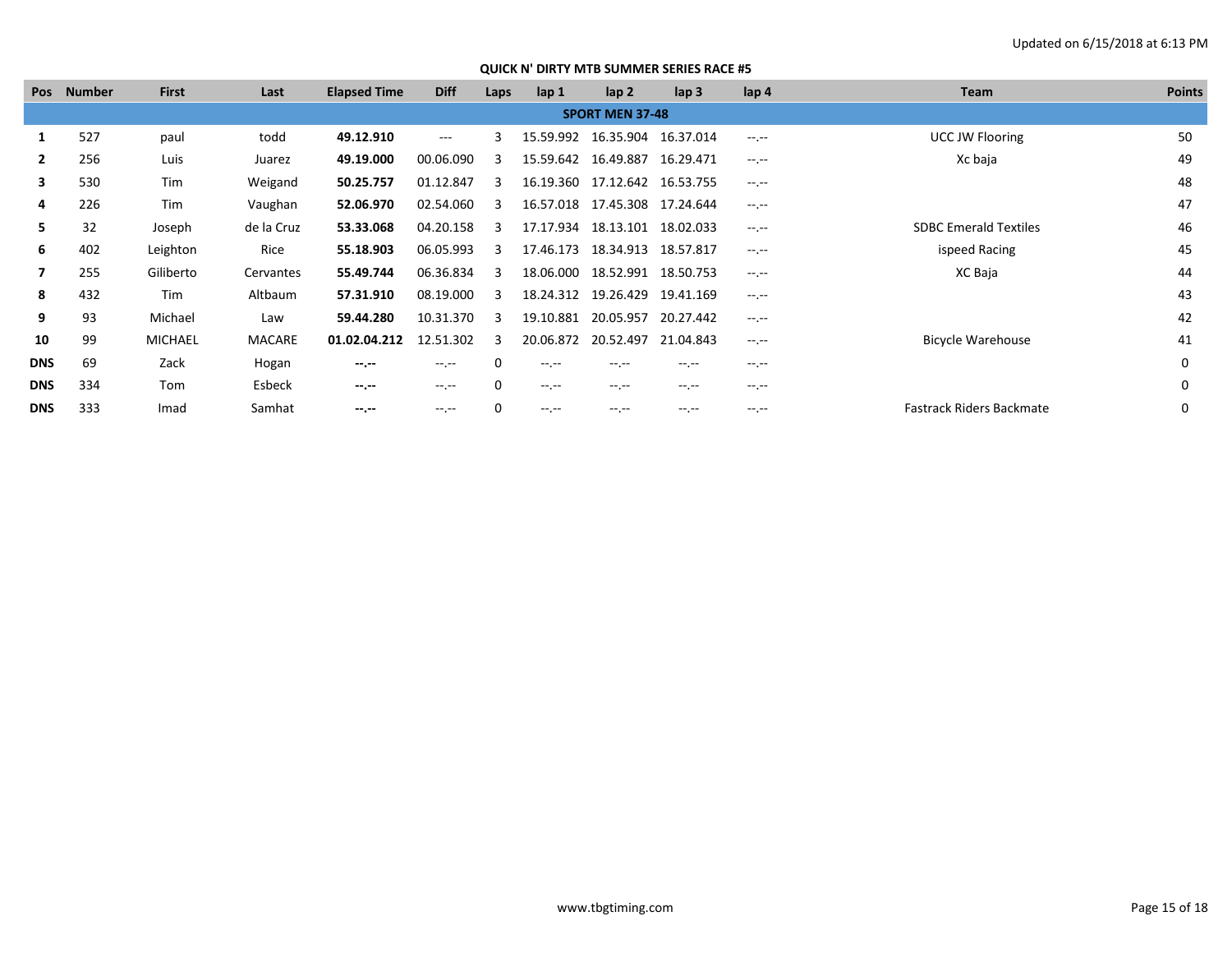Updated on 6/15/2018 at 6:13 PM

**QUICK N' DIRTY MTB SUMMER SERIES RACE #5**

| Pos | Number | First | Last | Elapsed Time | Diff | Laps | lap 1 | lap 2 | lap 3 | lap 4 | Team | Points |
|---|---|---|---|---|---|---|---|---|---|---|---|---|
| **SPORT MEN 37-48** | | | | | | | | | | | | |
| **1** | 527 | paul | todd | **49.12.910** | --- | 3 | 15.59.992 | 16.35.904 | 16.37.014 | --.-- | UCC JW Flooring | 50 |
| **2** | 256 | Luis | Juarez | **49.19.000** | 00.06.090 | 3 | 15.59.642 | 16.49.887 | 16.29.471 | --.-- | Xc baja | 49 |
| **3** | 530 | Tim | Weigand | **50.25.757** | 01.12.847 | 3 | 16.19.360 | 17.12.642 | 16.53.755 | --.-- | | 48 |
| **4** | 226 | Tim | Vaughan | **52.06.970** | 02.54.060 | 3 | 16.57.018 | 17.45.308 | 17.24.644 | --.-- | | 47 |
| **5** | 32 | Joseph | de la Cruz | **53.33.068** | 04.20.158 | 3 | 17.17.934 | 18.13.101 | 18.02.033 | --.-- | SDBC Emerald Textiles | 46 |
| **6** | 402 | Leighton | Rice | **55.18.903** | 06.05.993 | 3 | 17.46.173 | 18.34.913 | 18.57.817 | --.-- | ispeed Racing | 45 |
| **7** | 255 | Giliberto | Cervantes | **55.49.744** | 06.36.834 | 3 | 18.06.000 | 18.52.991 | 18.50.753 | --.-- | XC Baja | 44 |
| **8** | 432 | Tim | Altbaum | **57.31.910** | 08.19.000 | 3 | 18.24.312 | 19.26.429 | 19.41.169 | --.-- | | 43 |
| **9** | 93 | Michael | Law | **59.44.280** | 10.31.370 | 3 | 19.10.881 | 20.05.957 | 20.27.442 | --.-- | | 42 |
| **10** | 99 | MICHAEL | MACARE | **01.02.04.212** | 12.51.302 | 3 | 20.06.872 | 20.52.497 | 21.04.843 | --.-- | Bicycle Warehouse | 41 |
| **DNS** | 69 | Zack | Hogan | **--.--** | --.-- | 0 | --.-- | --.-- | --.-- | --.-- | | 0 |
| **DNS** | 334 | Tom | Esbeck | **--.--** | --.-- | 0 | --.-- | --.-- | --.-- | --.-- | | 0 |
| **DNS** | 333 | Imad | Samhat | **--.--** | --.-- | 0 | --.-- | --.-- | --.-- | --.-- | Fastrack Riders Backmate | 0 |

www.tbgtiming.com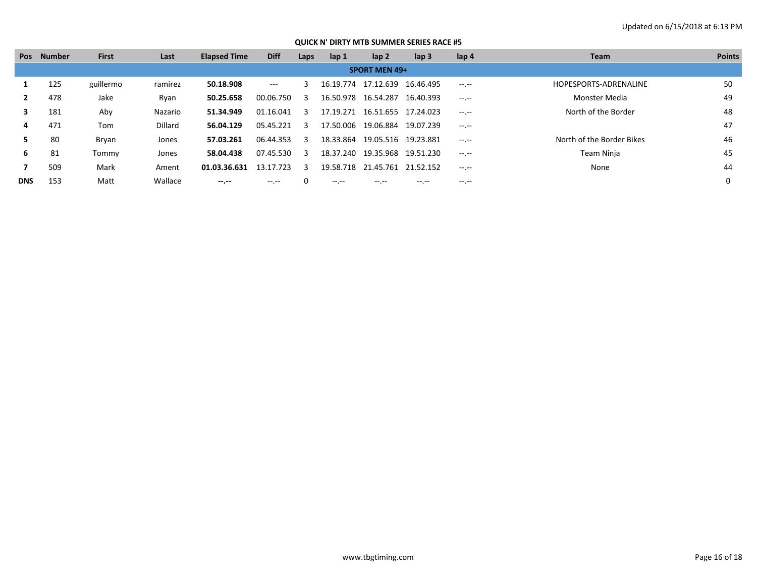Updated on 6/15/2018 at 6:13 PM

## QUICK N' DIRTY MTB SUMMER SERIES RACE #5

| Pos | Number | First | Last | Elapsed Time | Diff | Laps | lap 1 | lap 2 | lap 3 | lap 4 | Team | Points |
|---|---|---|---|---|---|---|---|---|---|---|---|---|
| **SPORT MEN 49+** | | | | | | | | | | | | |
| **1** | 125 | guillermo | ramirez | **50.18.908** | --- | 3 | 16.19.774 | 17.12.639 | 16.46.495 | --.-- | HOPESPORTS-ADRENALINE | 50 |
| **2** | 478 | Jake | Ryan | **50.25.658** | 00.06.750 | 3 | 16.50.978 | 16.54.287 | 16.40.393 | --.-- | Monster Media | 49 |
| **3** | 181 | Aby | Nazario | **51.34.949** | 01.16.041 | 3 | 17.19.271 | 16.51.655 | 17.24.023 | --.-- | North of the Border | 48 |
| **4** | 471 | Tom | Dillard | **56.04.129** | 05.45.221 | 3 | 17.50.006 | 19.06.884 | 19.07.239 | --.-- | | 47 |
| **5** | 80 | Bryan | Jones | **57.03.261** | 06.44.353 | 3 | 18.33.864 | 19.05.516 | 19.23.881 | --.-- | North of the Border Bikes | 46 |
| **6** | 81 | Tommy | Jones | **58.04.438** | 07.45.530 | 3 | 18.37.240 | 19.35.968 | 19.51.230 | --.-- | Team Ninja | 45 |
| **7** | 509 | Mark | Ament | **01.03.36.631** | 13.17.723 | 3 | 19.58.718 | 21.45.761 | 21.52.152 | --.-- | None | 44 |
| **DNS** | 153 | Matt | Wallace | **--.--** | --.-- | 0 | --.-- | --.-- | --.-- | --.-- | | 0 |

www.tbgtiming.com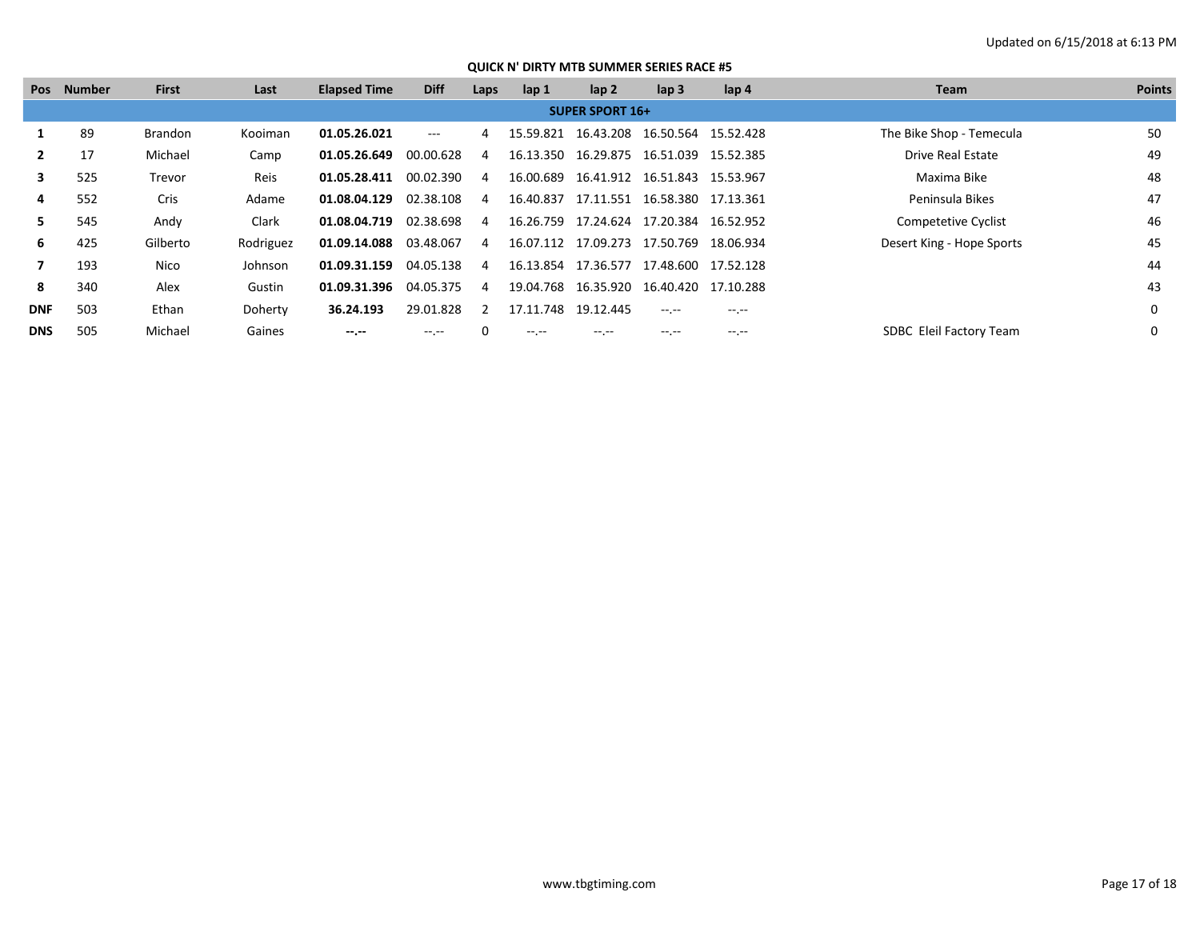Updated on 6/15/2018 at 6:13 PM

## QUICK N' DIRTY MTB SUMMER SERIES RACE #5

| Pos | Number | First | Last | Elapsed Time | Diff | Laps | lap 1 | lap 2 | lap 3 | lap 4 | Team | Points |
|---|---|---|---|---|---|---|---|---|---|---|---|---|
| **SUPER SPORT 16+** | | | | | | | | | | | | |
| **1** | 89 | Brandon | Kooiman | **01.05.26.021** | --- | 4 | 15.59.821 | 16.43.208 | 16.50.564 | 15.52.428 | The Bike Shop - Temecula | 50 |
| **2** | 17 | Michael | Camp | **01.05.26.649** | 00.00.628 | 4 | 16.13.350 | 16.29.875 | 16.51.039 | 15.52.385 | Drive Real Estate | 49 |
| **3** | 525 | Trevor | Reis | **01.05.28.411** | 00.02.390 | 4 | 16.00.689 | 16.41.912 | 16.51.843 | 15.53.967 | Maxima Bike | 48 |
| **4** | 552 | Cris | Adame | **01.08.04.129** | 02.38.108 | 4 | 16.40.837 | 17.11.551 | 16.58.380 | 17.13.361 | Peninsula Bikes | 47 |
| **5** | 545 | Andy | Clark | **01.08.04.719** | 02.38.698 | 4 | 16.26.759 | 17.24.624 | 17.20.384 | 16.52.952 | Competetive Cyclist | 46 |
| **6** | 425 | Gilberto | Rodriguez | **01.09.14.088** | 03.48.067 | 4 | 16.07.112 | 17.09.273 | 17.50.769 | 18.06.934 | Desert King - Hope Sports | 45 |
| **7** | 193 | Nico | Johnson | **01.09.31.159** | 04.05.138 | 4 | 16.13.854 | 17.36.577 | 17.48.600 | 17.52.128 | | 44 |
| **8** | 340 | Alex | Gustin | **01.09.31.396** | 04.05.375 | 4 | 19.04.768 | 16.35.920 | 16.40.420 | 17.10.288 | | 43 |
| **DNF** | 503 | Ethan | Doherty | **36.24.193** | 29.01.828 | 2 | 17.11.748 | 19.12.445 | --.-- | --.-- | | 0 |
| **DNS** | 505 | Michael | Gaines | **--.--** | --.-- | 0 | --.-- | --.-- | --.-- | --.-- | SDBC  Eleil Factory Team | 0 |

www.tbgtiming.com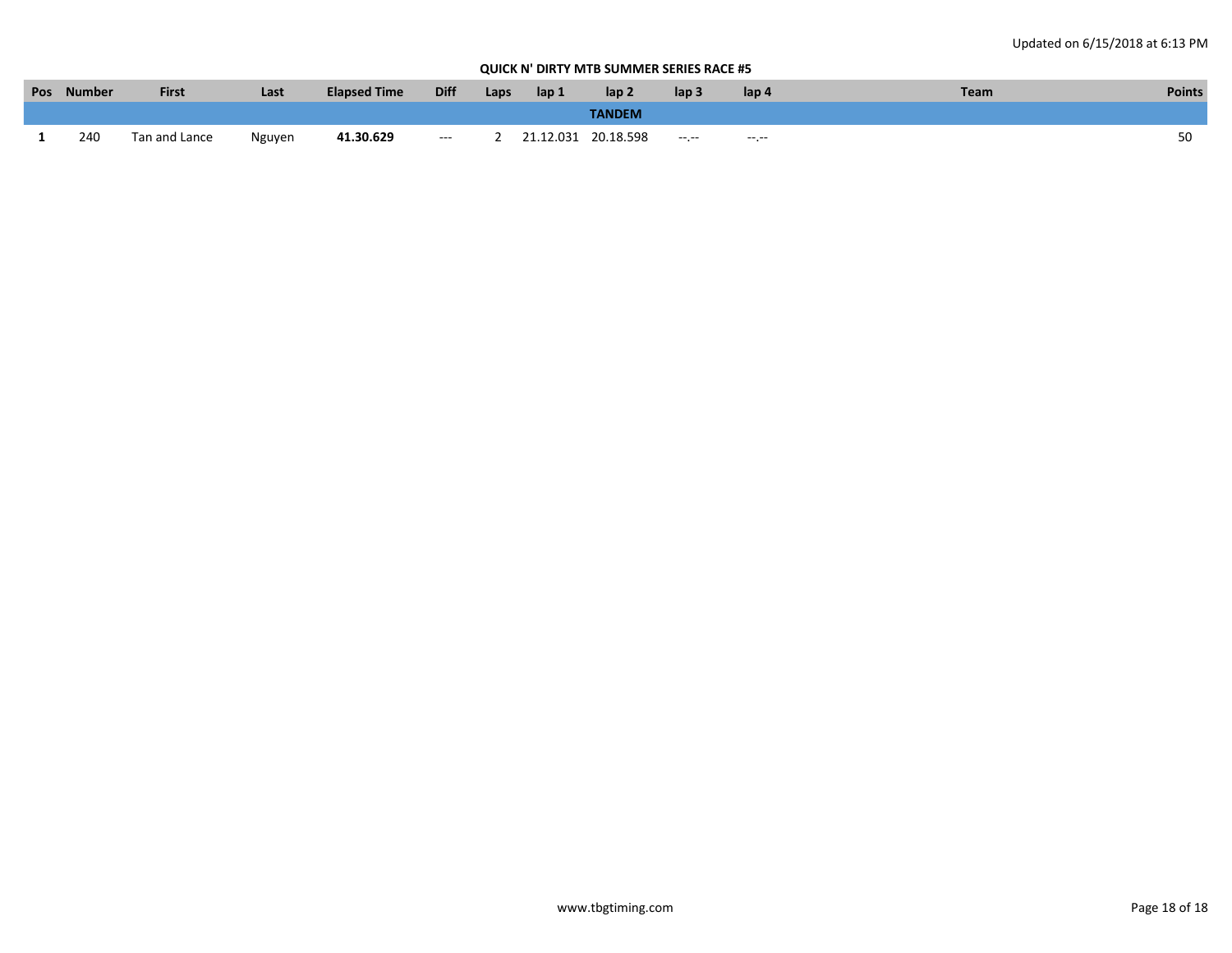Updated on 6/15/2018 at 6:13 PM

## QUICK N' DIRTY MTB SUMMER SERIES RACE #5

| Pos | Number | First | Last | Elapsed Time | Diff | Laps | lap 1 | lap 2 | lap 3 | lap 4 | Team | Points |
|---|---|---|---|---|---|---|---|---|---|---|---|---|
| **TANDEM** | | | | | | | | | | | | |
| **1** | 240 | Tan and Lance | Nguyen | **41.30.629** | --- | 2 | 21.12.031 | 20.18.598 | --.-- | --.-- | | 50 |

www.tbgtiming.com